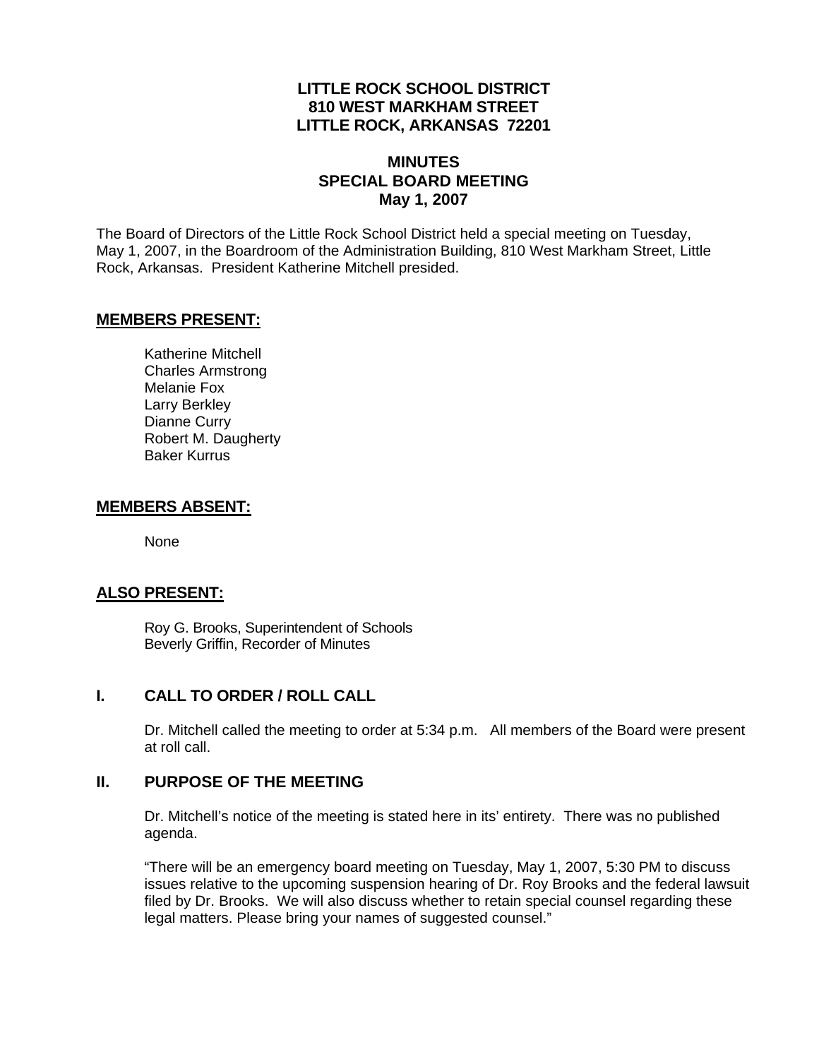**LITTLE ROCK SCHOOL DISTRICT**
**810 WEST MARKHAM STREET**
**LITTLE ROCK, ARKANSAS 72201**

# MINUTES
## SPECIAL BOARD MEETING
### May 1, 2007

The Board of Directors of the Little Rock School District held a special meeting on Tuesday, May 1, 2007, in the Boardroom of the Administration Building, 810 West Markham Street, Little Rock, Arkansas. President Katherine Mitchell presided.

**MEMBERS PRESENT:**

Katherine Mitchell
Charles Armstrong
Melanie Fox
Larry Berkley
Dianne Curry
Robert M. Daugherty
Baker Kurrus

**MEMBERS ABSENT:**

None

**ALSO PRESENT:**

Roy G. Brooks, Superintendent of Schools
Beverly Griffin, Recorder of Minutes

## I. CALL TO ORDER / ROLL CALL

Dr. Mitchell called the meeting to order at 5:34 p.m. All members of the Board were present at roll call.

## II. PURPOSE OF THE MEETING

Dr. Mitchell's notice of the meeting is stated here in its' entirety. There was no published agenda.

"There will be an emergency board meeting on Tuesday, May 1, 2007, 5:30 PM to discuss issues relative to the upcoming suspension hearing of Dr. Roy Brooks and the federal lawsuit filed by Dr. Brooks. We will also discuss whether to retain special counsel regarding these legal matters. Please bring your names of suggested counsel."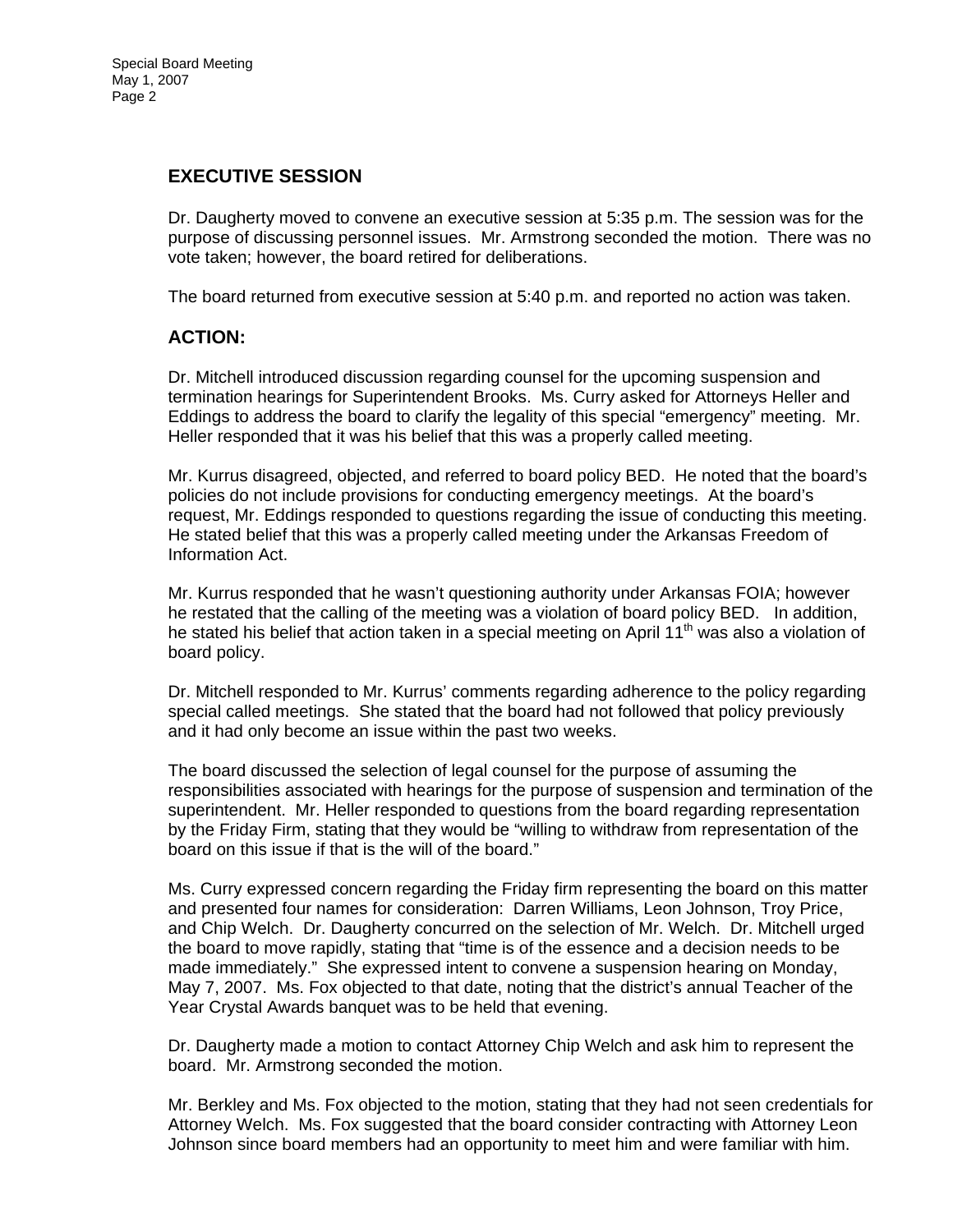## EXECUTIVE SESSION

Dr. Daugherty moved to convene an executive session at 5:35 p.m. The session was for the purpose of discussing personnel issues. Mr. Armstrong seconded the motion. There was no vote taken; however, the board retired for deliberations.

The board returned from executive session at 5:40 p.m. and reported no action was taken.

## ACTION:

Dr. Mitchell introduced discussion regarding counsel for the upcoming suspension and termination hearings for Superintendent Brooks. Ms. Curry asked for Attorneys Heller and Eddings to address the board to clarify the legality of this special "emergency" meeting. Mr. Heller responded that it was his belief that this was a properly called meeting.

Mr. Kurrus disagreed, objected, and referred to board policy BED. He noted that the board's policies do not include provisions for conducting emergency meetings. At the board's request, Mr. Eddings responded to questions regarding the issue of conducting this meeting. He stated belief that this was a properly called meeting under the Arkansas Freedom of Information Act.

Mr. Kurrus responded that he wasn't questioning authority under Arkansas FOIA; however he restated that the calling of the meeting was a violation of board policy BED. In addition, he stated his belief that action taken in a special meeting on April 11th was also a violation of board policy.

Dr. Mitchell responded to Mr. Kurrus' comments regarding adherence to the policy regarding special called meetings. She stated that the board had not followed that policy previously and it had only become an issue within the past two weeks.

The board discussed the selection of legal counsel for the purpose of assuming the responsibilities associated with hearings for the purpose of suspension and termination of the superintendent. Mr. Heller responded to questions from the board regarding representation by the Friday Firm, stating that they would be "willing to withdraw from representation of the board on this issue if that is the will of the board."

Ms. Curry expressed concern regarding the Friday firm representing the board on this matter and presented four names for consideration: Darren Williams, Leon Johnson, Troy Price, and Chip Welch. Dr. Daugherty concurred on the selection of Mr. Welch. Dr. Mitchell urged the board to move rapidly, stating that "time is of the essence and a decision needs to be made immediately." She expressed intent to convene a suspension hearing on Monday, May 7, 2007. Ms. Fox objected to that date, noting that the district's annual Teacher of the Year Crystal Awards banquet was to be held that evening.

Dr. Daugherty made a motion to contact Attorney Chip Welch and ask him to represent the board. Mr. Armstrong seconded the motion.

Mr. Berkley and Ms. Fox objected to the motion, stating that they had not seen credentials for Attorney Welch. Ms. Fox suggested that the board consider contracting with Attorney Leon Johnson since board members had an opportunity to meet him and were familiar with him.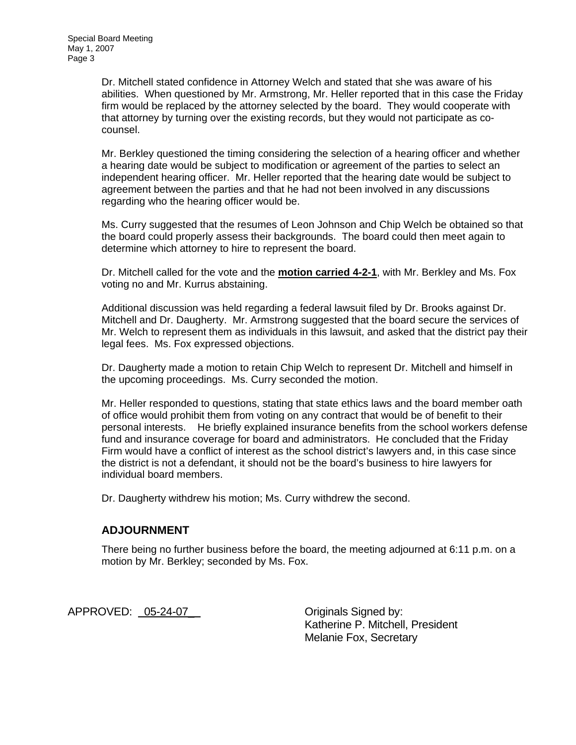Dr. Mitchell stated confidence in Attorney Welch and stated that she was aware of his abilities. When questioned by Mr. Armstrong, Mr. Heller reported that in this case the Friday firm would be replaced by the attorney selected by the board. They would cooperate with that attorney by turning over the existing records, but they would not participate as co-counsel.

Mr. Berkley questioned the timing considering the selection of a hearing officer and whether a hearing date would be subject to modification or agreement of the parties to select an independent hearing officer. Mr. Heller reported that the hearing date would be subject to agreement between the parties and that he had not been involved in any discussions regarding who the hearing officer would be.

Ms. Curry suggested that the resumes of Leon Johnson and Chip Welch be obtained so that the board could properly assess their backgrounds. The board could then meet again to determine which attorney to hire to represent the board.

Dr. Mitchell called for the vote and the **motion carried 4-2-1**, with Mr. Berkley and Ms. Fox voting no and Mr. Kurrus abstaining.

Additional discussion was held regarding a federal lawsuit filed by Dr. Brooks against Dr. Mitchell and Dr. Daugherty. Mr. Armstrong suggested that the board secure the services of Mr. Welch to represent them as individuals in this lawsuit, and asked that the district pay their legal fees. Ms. Fox expressed objections.

Dr. Daugherty made a motion to retain Chip Welch to represent Dr. Mitchell and himself in the upcoming proceedings. Ms. Curry seconded the motion.

Mr. Heller responded to questions, stating that state ethics laws and the board member oath of office would prohibit them from voting on any contract that would be of benefit to their personal interests. He briefly explained insurance benefits from the school workers defense fund and insurance coverage for board and administrators. He concluded that the Friday Firm would have a conflict of interest as the school district's lawyers and, in this case since the district is not a defendant, it should not be the board's business to hire lawyers for individual board members.

Dr. Daugherty withdrew his motion; Ms. Curry withdrew the second.

## ADJOURNMENT

There being no further business before the board, the meeting adjourned at 6:11 p.m. on a motion by Mr. Berkley; seconded by Ms. Fox.

APPROVED: 05-24-07

Originals Signed by:
Katherine P. Mitchell, President
Melanie Fox, Secretary